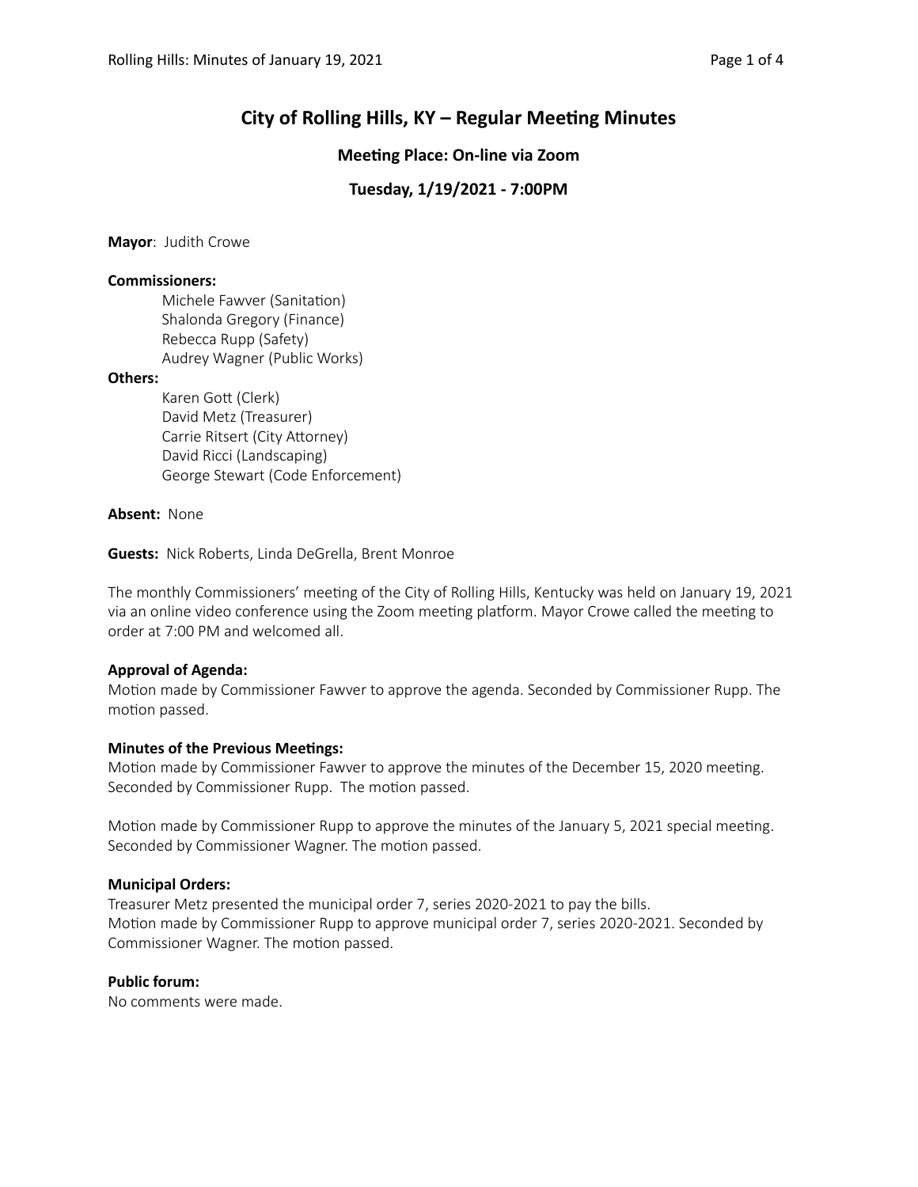# City of Rolling Hills, KY – Regular Meeting Minutes

### Meeting Place: On-line via Zoom

### Tuesday, 1/19/2021 - 7:00PM

**Mayor**: Judith Crowe

**Commissioners:**

- Michele Fawver (Sanitation)
- Shalonda Gregory (Finance)
- Rebecca Rupp (Safety)
- Audrey Wagner (Public Works)

**Others:**

- Karen Gott (Clerk)
- David Metz (Treasurer)
- Carrie Ritsert (City Attorney)
- David Ricci (Landscaping)
- George Stewart (Code Enforcement)

**Absent:** None

**Guests:** Nick Roberts, Linda DeGrella, Brent Monroe

The monthly Commissioners' meeting of the City of Rolling Hills, Kentucky was held on January 19, 2021 via an online video conference using the Zoom meeting platform. Mayor Crowe called the meeting to order at 7:00 PM and welcomed all.

**Approval of Agenda:**
Motion made by Commissioner Fawver to approve the agenda. Seconded by Commissioner Rupp. The motion passed.

**Minutes of the Previous Meetings:**
Motion made by Commissioner Fawver to approve the minutes of the December 15, 2020 meeting. Seconded by Commissioner Rupp. The motion passed.

Motion made by Commissioner Rupp to approve the minutes of the January 5, 2021 special meeting. Seconded by Commissioner Wagner. The motion passed.

**Municipal Orders:**
Treasurer Metz presented the municipal order 7, series 2020-2021 to pay the bills.
Motion made by Commissioner Rupp to approve municipal order 7, series 2020-2021. Seconded by Commissioner Wagner. The motion passed.

**Public forum:**
No comments were made.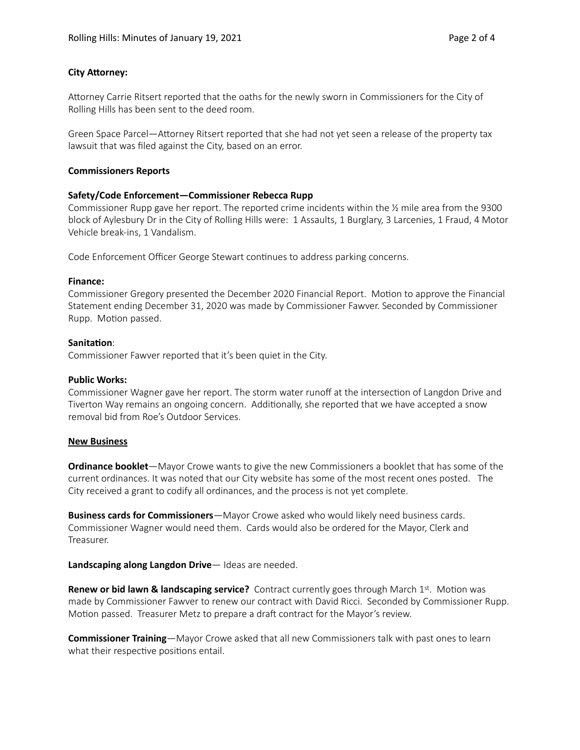**City Attorney:**

Attorney Carrie Ritsert reported that the oaths for the newly sworn in Commissioners for the City of Rolling Hills has been sent to the deed room.

Green Space Parcel—Attorney Ritsert reported that she had not yet seen a release of the property tax lawsuit that was filed against the City, based on an error.

**Commissioners Reports**

**Safety/Code Enforcement—Commissioner Rebecca Rupp**

Commissioner Rupp gave her report. The reported crime incidents within the ½ mile area from the 9300 block of Aylesbury Dr in the City of Rolling Hills were: 1 Assaults, 1 Burglary, 3 Larcenies, 1 Fraud, 4 Motor Vehicle break-ins, 1 Vandalism.

Code Enforcement Officer George Stewart continues to address parking concerns.

**Finance:**

Commissioner Gregory presented the December 2020 Financial Report. Motion to approve the Financial Statement ending December 31, 2020 was made by Commissioner Fawver. Seconded by Commissioner Rupp. Motion passed.

**Sanitation**:

Commissioner Fawver reported that it's been quiet in the City.

**Public Works:**

Commissioner Wagner gave her report. The storm water runoff at the intersection of Langdon Drive and Tiverton Way remains an ongoing concern. Additionally, she reported that we have accepted a snow removal bid from Roe's Outdoor Services.

**New Business**

**Ordinance booklet**—Mayor Crowe wants to give the new Commissioners a booklet that has some of the current ordinances. It was noted that our City website has some of the most recent ones posted. The City received a grant to codify all ordinances, and the process is not yet complete.

**Business cards for Commissioners**—Mayor Crowe asked who would likely need business cards. Commissioner Wagner would need them. Cards would also be ordered for the Mayor, Clerk and Treasurer.

**Landscaping along Langdon Drive**— Ideas are needed.

**Renew or bid lawn & landscaping service?** Contract currently goes through March 1st. Motion was made by Commissioner Fawver to renew our contract with David Ricci. Seconded by Commissioner Rupp. Motion passed. Treasurer Metz to prepare a draft contract for the Mayor's review.

**Commissioner Training**—Mayor Crowe asked that all new Commissioners talk with past ones to learn what their respective positions entail.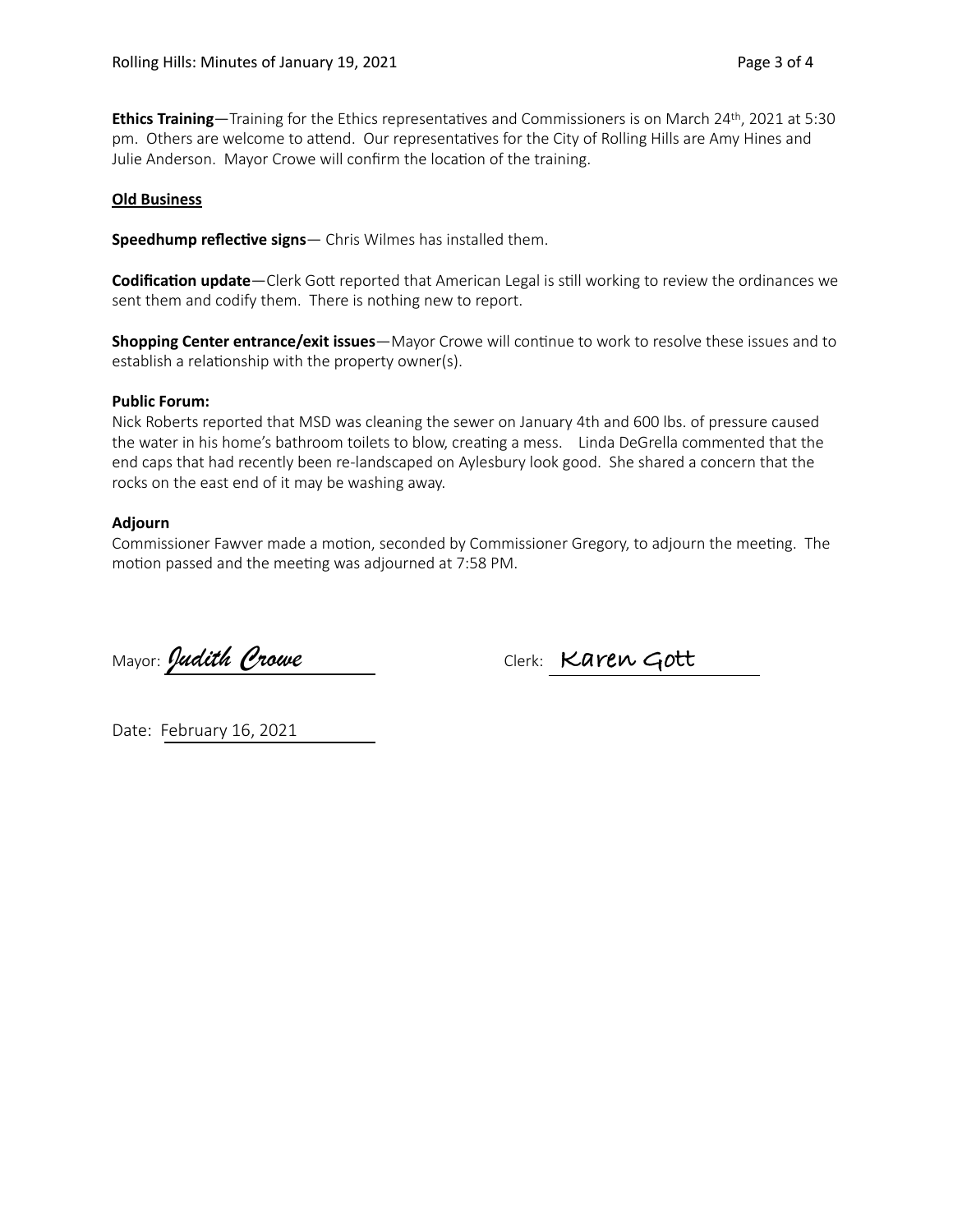**Ethics Training**—Training for the Ethics representatives and Commissioners is on March 24th, 2021 at 5:30 pm. Others are welcome to attend. Our representatives for the City of Rolling Hills are Amy Hines and Julie Anderson. Mayor Crowe will confirm the location of the training.

**Old Business**

**Speedhump reflective signs**— Chris Wilmes has installed them.

**Codification update**—Clerk Gott reported that American Legal is still working to review the ordinances we sent them and codify them. There is nothing new to report.

**Shopping Center entrance/exit issues**—Mayor Crowe will continue to work to resolve these issues and to establish a relationship with the property owner(s).

**Public Forum:**

Nick Roberts reported that MSD was cleaning the sewer on January 4th and 600 lbs. of pressure caused the water in his home's bathroom toilets to blow, creating a mess. Linda DeGrella commented that the end caps that had recently been re-landscaped on Aylesbury look good. She shared a concern that the rocks on the east end of it may be washing away.

**Adjourn**

Commissioner Fawver made a motion, seconded by Commissioner Gregory, to adjourn the meeting. The motion passed and the meeting was adjourned at 7:58 PM.

Mayor: *Judith Crowe* Clerk: Karen Gott

Date: February 16, 2021